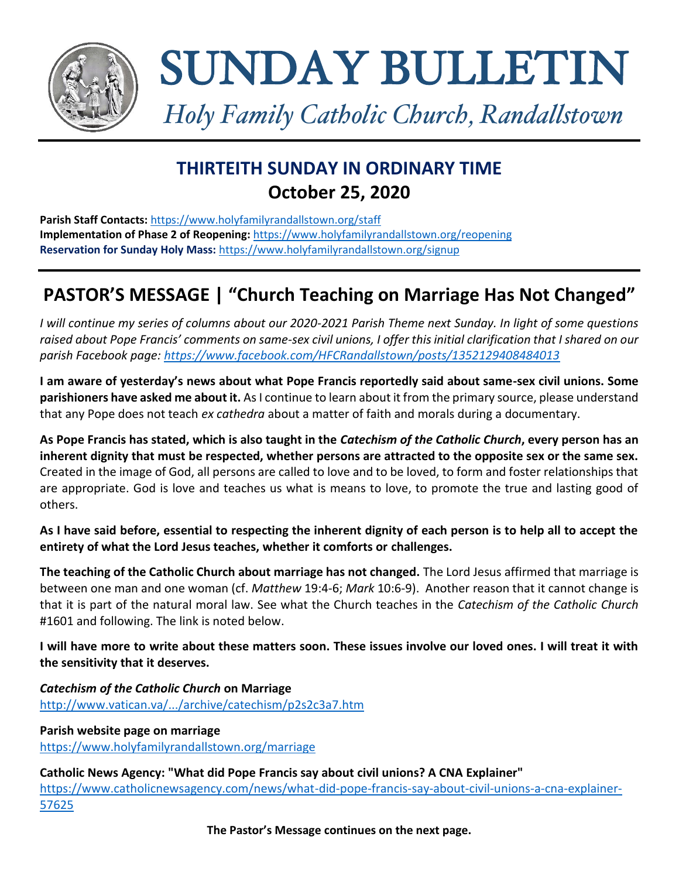# SUNDAY BULLETIN

*Holy Family Catholic Church, Randallstown*

## THIRTEITH SUNDAY IN ORDINARY TIME
## October 25, 2020

**Parish Staff Contacts:** https://www.holyfamilyrandallstown.org/staff
**Implementation of Phase 2 of Reopening:** https://www.holyfamilyrandallstown.org/reopening
**Reservation for Sunday Holy Mass:** https://www.holyfamilyrandallstown.org/signup

## PASTOR'S MESSAGE | "Church Teaching on Marriage Has Not Changed"

*I will continue my series of columns about our 2020-2021 Parish Theme next Sunday. In light of some questions raised about Pope Francis' comments on same-sex civil unions, I offer this initial clarification that I shared on our parish Facebook page: https://www.facebook.com/HFCRandallstown/posts/1352129408484013*

**I am aware of yesterday's news about what Pope Francis reportedly said about same-sex civil unions. Some parishioners have asked me about it.** As I continue to learn about it from the primary source, please understand that any Pope does not teach *ex cathedra* about a matter of faith and morals during a documentary.

**As Pope Francis has stated, which is also taught in the *Catechism of the Catholic Church*, every person has an inherent dignity that must be respected, whether persons are attracted to the opposite sex or the same sex.** Created in the image of God, all persons are called to love and to be loved, to form and foster relationships that are appropriate. God is love and teaches us what is means to love, to promote the true and lasting good of others.

**As I have said before, essential to respecting the inherent dignity of each person is to help all to accept the entirety of what the Lord Jesus teaches, whether it comforts or challenges.**

**The teaching of the Catholic Church about marriage has not changed.** The Lord Jesus affirmed that marriage is between one man and one woman (cf. *Matthew* 19:4-6; *Mark* 10:6-9). Another reason that it cannot change is that it is part of the natural moral law. See what the Church teaches in the *Catechism of the Catholic Church* #1601 and following. The link is noted below.

**I will have more to write about these matters soon. These issues involve our loved ones. I will treat it with the sensitivity that it deserves.**

***Catechism of the Catholic Church* on Marriage**
http://www.vatican.va/.../archive/catechism/p2s2c3a7.htm

**Parish website page on marriage**
https://www.holyfamilyrandallstown.org/marriage

**Catholic News Agency: "What did Pope Francis say about civil unions? A CNA Explainer"**
https://www.catholicnewsagency.com/news/what-did-pope-francis-say-about-civil-unions-a-cna-explainer-57625

**The Pastor's Message continues on the next page.**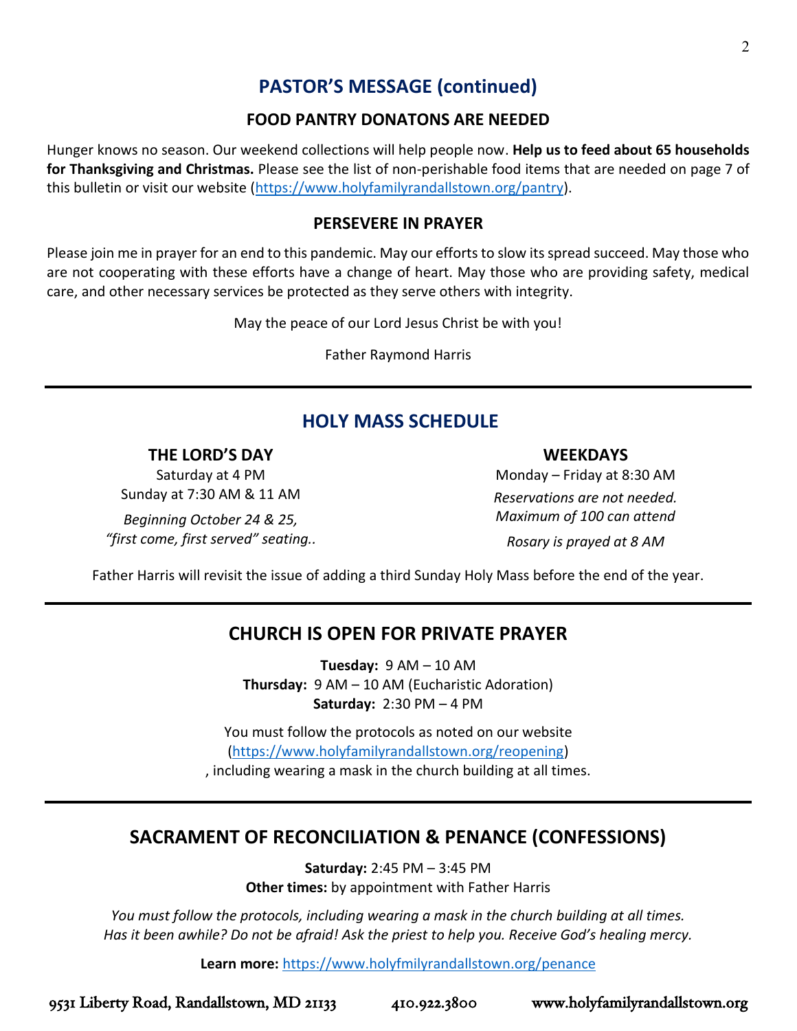## PASTOR'S MESSAGE (continued)

### FOOD PANTRY DONATONS ARE NEEDED

Hunger knows no season. Our weekend collections will help people now. **Help us to feed about 65 households for Thanksgiving and Christmas.** Please see the list of non-perishable food items that are needed on page 7 of this bulletin or visit our website (https://www.holyfamilyrandallstown.org/pantry).

### PERSEVERE IN PRAYER

Please join me in prayer for an end to this pandemic. May our efforts to slow its spread succeed. May those who are not cooperating with these efforts have a change of heart. May those who are providing safety, medical care, and other necessary services be protected as they serve others with integrity.

May the peace of our Lord Jesus Christ be with you!

Father Raymond Harris

## HOLY MASS SCHEDULE

### THE LORD'S DAY

Saturday at 4 PM
Sunday at 7:30 AM & 11 AM

*Beginning October 24 & 25, "first come, first served" seating..*

### WEEKDAYS

Monday – Friday at 8:30 AM

*Reservations are not needed. Maximum of 100 can attend*

*Rosary is prayed at 8 AM*

Father Harris will revisit the issue of adding a third Sunday Holy Mass before the end of the year.

## CHURCH IS OPEN FOR PRIVATE PRAYER

**Tuesday:** 9 AM – 10 AM
**Thursday:** 9 AM – 10 AM (Eucharistic Adoration)
**Saturday:** 2:30 PM – 4 PM

You must follow the protocols as noted on our website (https://www.holyfamilyrandallstown.org/reopening), including wearing a mask in the church building at all times.

## SACRAMENT OF RECONCILIATION & PENANCE (CONFESSIONS)

**Saturday:** 2:45 PM – 3:45 PM
**Other times:** by appointment with Father Harris

*You must follow the protocols, including wearing a mask in the church building at all times. Has it been awhile? Do not be afraid! Ask the priest to help you. Receive God's healing mercy.*

**Learn more:** https://www.holyfmilyrandallstown.org/penance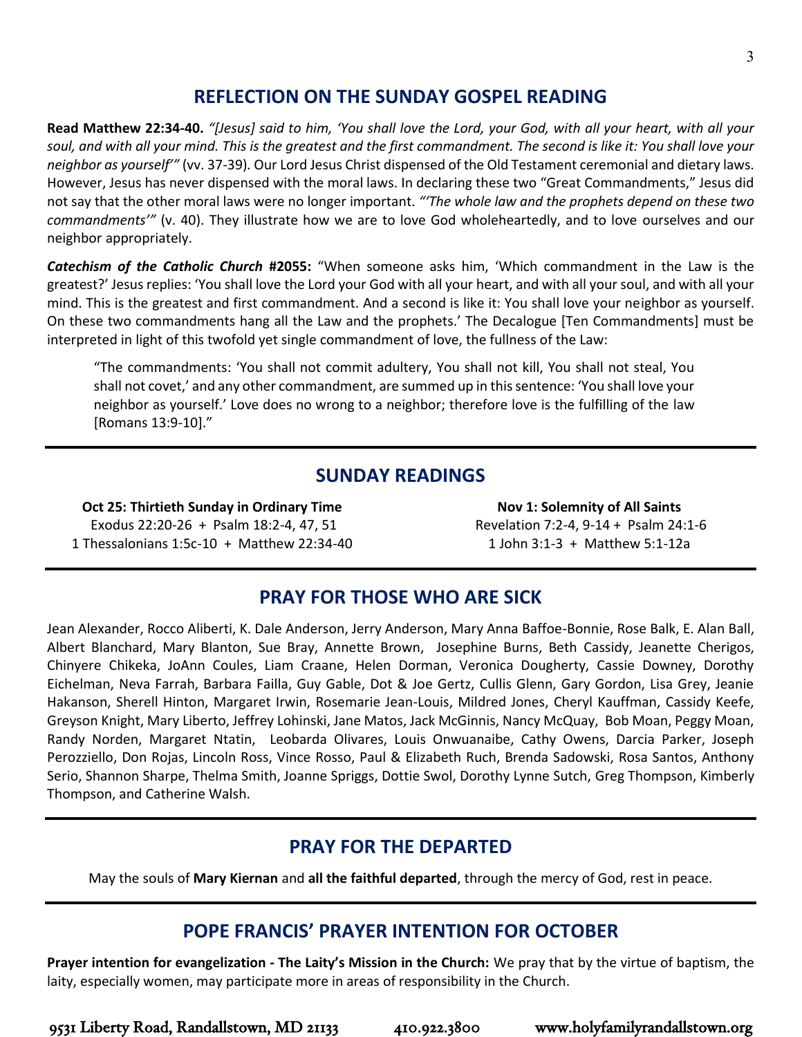## REFLECTION ON THE SUNDAY GOSPEL READING

**Read Matthew 22:34-40.** *"[Jesus] said to him, 'You shall love the Lord, your God, with all your heart, with all your soul, and with all your mind. This is the greatest and the first commandment. The second is like it: You shall love your neighbor as yourself'"* (vv. 37-39). Our Lord Jesus Christ dispensed of the Old Testament ceremonial and dietary laws. However, Jesus has never dispensed with the moral laws. In declaring these two "Great Commandments," Jesus did not say that the other moral laws were no longer important. *"'The whole law and the prophets depend on these two commandments'"* (v. 40). They illustrate how we are to love God wholeheartedly, and to love ourselves and our neighbor appropriately.

***Catechism of the Catholic Church* #2055:** "When someone asks him, 'Which commandment in the Law is the greatest?' Jesus replies: 'You shall love the Lord your God with all your heart, and with all your soul, and with all your mind. This is the greatest and first commandment. And a second is like it: You shall love your neighbor as yourself. On these two commandments hang all the Law and the prophets.' The Decalogue [Ten Commandments] must be interpreted in light of this twofold yet single commandment of love, the fullness of the Law:

> "The commandments: 'You shall not commit adultery, You shall not kill, You shall not steal, You shall not covet,' and any other commandment, are summed up in this sentence: 'You shall love your neighbor as yourself.' Love does no wrong to a neighbor; therefore love is the fulfilling of the law [Romans 13:9-10]."

## SUNDAY READINGS

**Oct 25: Thirtieth Sunday in Ordinary Time**
Exodus 22:20-26 + Psalm 18:2-4, 47, 51
1 Thessalonians 1:5c-10 + Matthew 22:34-40

**Nov 1: Solemnity of All Saints**
Revelation 7:2-4, 9-14 + Psalm 24:1-6
1 John 3:1-3 + Matthew 5:1-12a

## PRAY FOR THOSE WHO ARE SICK

Jean Alexander, Rocco Aliberti, K. Dale Anderson, Jerry Anderson, Mary Anna Baffoe-Bonnie, Rose Balk, E. Alan Ball, Albert Blanchard, Mary Blanton, Sue Bray, Annette Brown, Josephine Burns, Beth Cassidy, Jeanette Cherigos, Chinyere Chikeka, JoAnn Coules, Liam Craane, Helen Dorman, Veronica Dougherty, Cassie Downey, Dorothy Eichelman, Neva Farrah, Barbara Failla, Guy Gable, Dot & Joe Gertz, Cullis Glenn, Gary Gordon, Lisa Grey, Jeanie Hakanson, Sherell Hinton, Margaret Irwin, Rosemarie Jean-Louis, Mildred Jones, Cheryl Kauffman, Cassidy Keefe, Greyson Knight, Mary Liberto, Jeffrey Lohinski, Jane Matos, Jack McGinnis, Nancy McQuay, Bob Moan, Peggy Moan, Randy Norden, Margaret Ntatin, Leobarda Olivares, Louis Onwuanaibe, Cathy Owens, Darcia Parker, Joseph Perozziello, Don Rojas, Lincoln Ross, Vince Rosso, Paul & Elizabeth Ruch, Brenda Sadowski, Rosa Santos, Anthony Serio, Shannon Sharpe, Thelma Smith, Joanne Spriggs, Dottie Swol, Dorothy Lynne Sutch, Greg Thompson, Kimberly Thompson, and Catherine Walsh.

## PRAY FOR THE DEPARTED

May the souls of **Mary Kiernan** and **all the faithful departed**, through the mercy of God, rest in peace.

## POPE FRANCIS' PRAYER INTENTION FOR OCTOBER

**Prayer intention for evangelization - The Laity's Mission in the Church:** We pray that by the virtue of baptism, the laity, especially women, may participate more in areas of responsibility in the Church.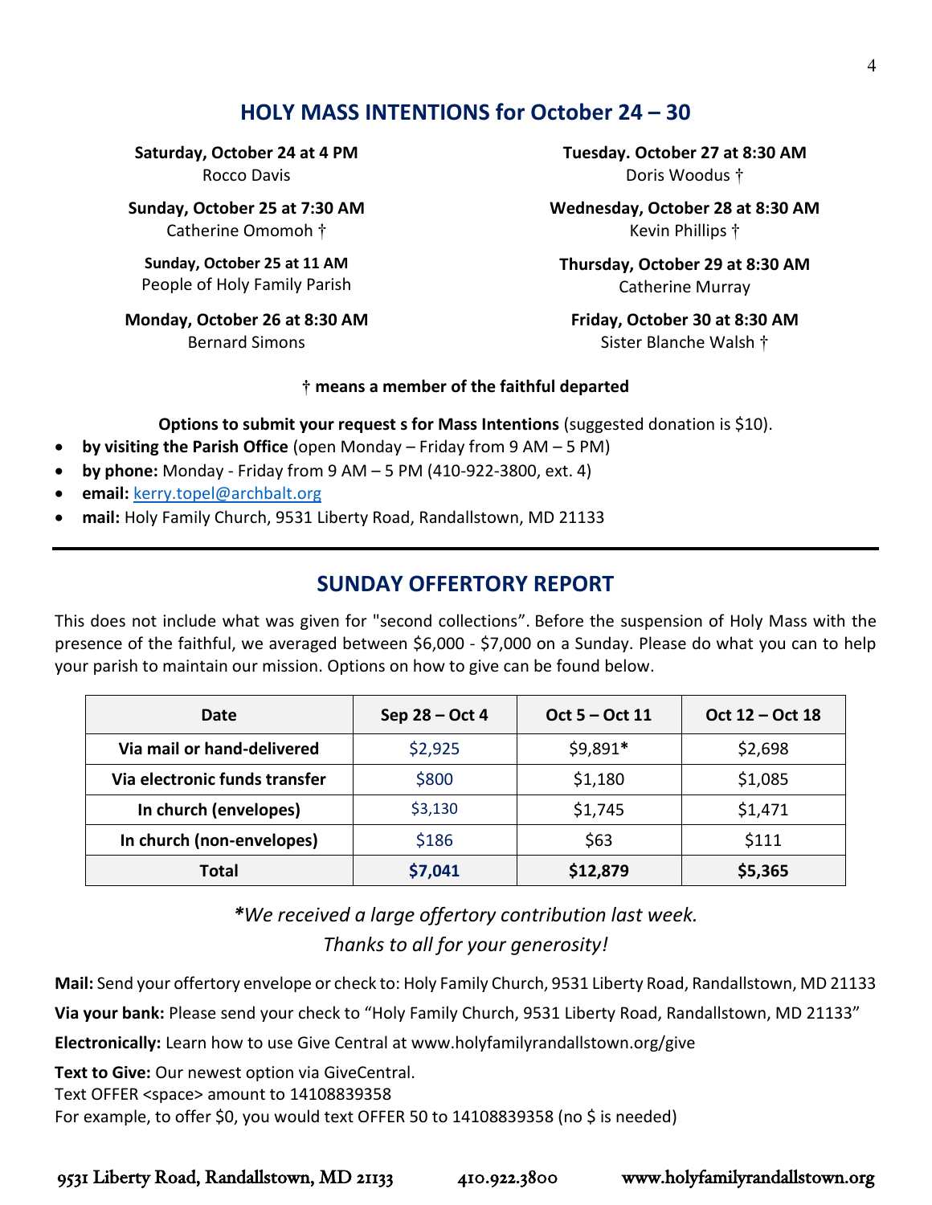## HOLY MASS INTENTIONS for October 24 – 30

**Saturday, October 24 at 4 PM**
Rocco Davis

**Sunday, October 25 at 7:30 AM**
Catherine Omomoh †

**Sunday, October 25 at 11 AM**
People of Holy Family Parish

**Monday, October 26 at 8:30 AM**
Bernard Simons

**Tuesday. October 27 at 8:30 AM**
Doris Woodus †

**Wednesday, October 28 at 8:30 AM**
Kevin Phillips †

**Thursday, October 29 at 8:30 AM**
Catherine Murray

**Friday, October 30 at 8:30 AM**
Sister Blanche Walsh †

**† means a member of the faithful departed**

**Options to submit your request s for Mass Intentions** (suggested donation is $10).

- **by visiting the Parish Office** (open Monday – Friday from 9 AM – 5 PM)
- **by phone:** Monday - Friday from 9 AM – 5 PM (410-922-3800, ext. 4)
- **email:** kerry.topel@archbalt.org
- **mail:** Holy Family Church, 9531 Liberty Road, Randallstown, MD 21133

---

## SUNDAY OFFERTORY REPORT

This does not include what was given for "second collections". Before the suspension of Holy Mass with the presence of the faithful, we averaged between $6,000 - $7,000 on a Sunday. Please do what you can to help your parish to maintain our mission. Options on how to give can be found below.

| Date | Sep 28 – Oct 4 | Oct 5 – Oct 11 | Oct 12 – Oct 18 |
|---|---|---|---|
| Via mail or hand-delivered | $2,925 | $9,891* | $2,698 |
| Via electronic funds transfer | $800 | $1,180 | $1,085 |
| In church (envelopes) | $3,130 | $1,745 | $1,471 |
| In church (non-envelopes) | $186 | $63 | $111 |
| **Total** | **$7,041** | **$12,879** | **$5,365** |

*\*We received a large offertory contribution last week.*
*Thanks to all for your generosity!*

**Mail:** Send your offertory envelope or check to: Holy Family Church, 9531 Liberty Road, Randallstown, MD 21133

**Via your bank:** Please send your check to "Holy Family Church, 9531 Liberty Road, Randallstown, MD 21133"

**Electronically:** Learn how to use Give Central at www.holyfamilyrandallstown.org/give

**Text to Give:** Our newest option via GiveCentral.
Text OFFER <space> amount to 14108839358
For example, to offer $0, you would text OFFER 50 to 14108839358 (no $ is needed)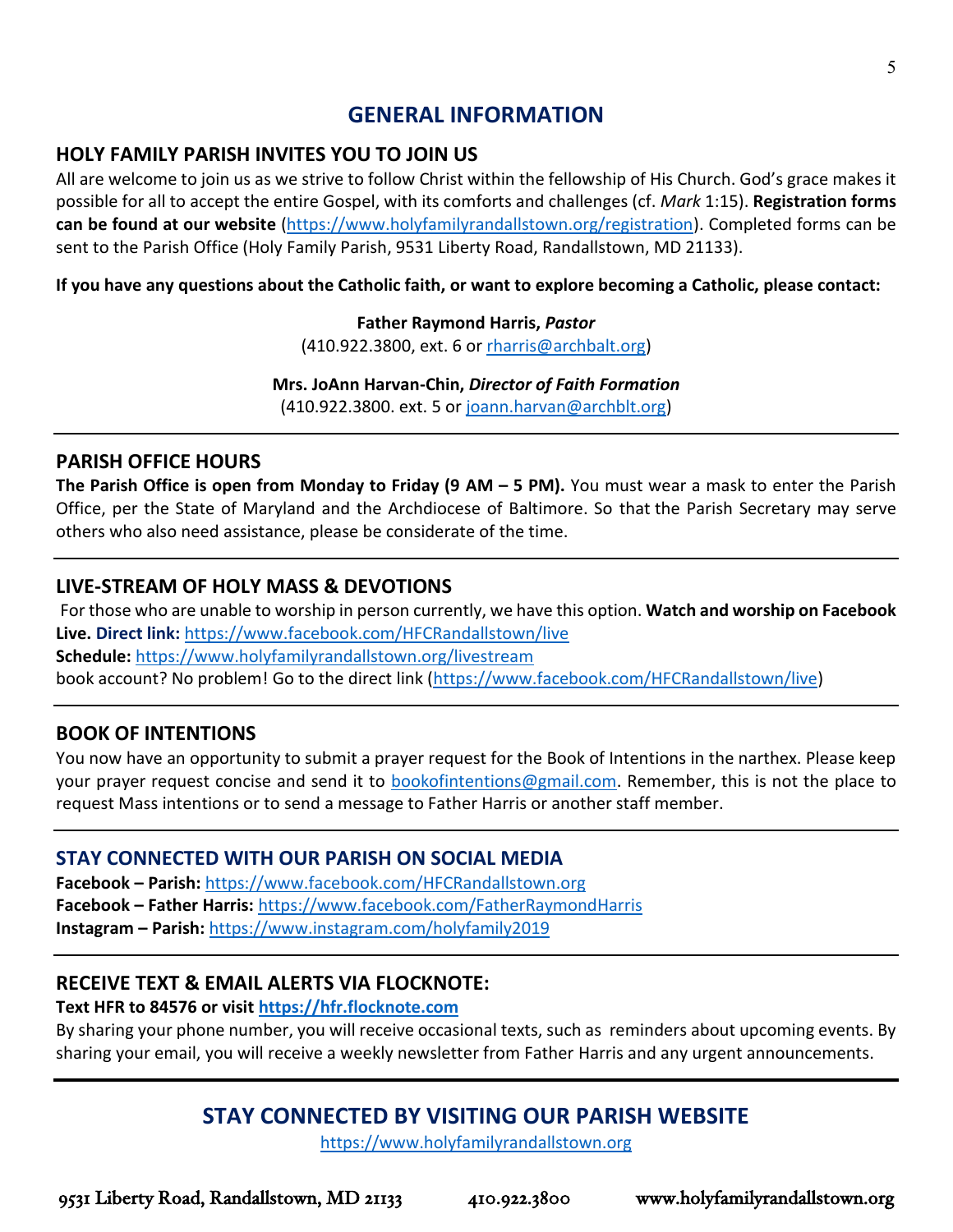# GENERAL INFORMATION

## HOLY FAMILY PARISH INVITES YOU TO JOIN US

All are welcome to join us as we strive to follow Christ within the fellowship of His Church. God's grace makes it possible for all to accept the entire Gospel, with its comforts and challenges (cf. *Mark* 1:15). **Registration forms can be found at our website** (https://www.holyfamilyrandallstown.org/registration). Completed forms can be sent to the Parish Office (Holy Family Parish, 9531 Liberty Road, Randallstown, MD 21133).

**If you have any questions about the Catholic faith, or want to explore becoming a Catholic, please contact:**

**Father Raymond Harris, *Pastor***
(410.922.3800, ext. 6 or rharris@archbalt.org)

**Mrs. JoAnn Harvan-Chin, *Director of Faith Formation***
(410.922.3800. ext. 5 or joann.harvan@archblt.org)

---

## PARISH OFFICE HOURS

**The Parish Office is open from Monday to Friday (9 AM – 5 PM).** You must wear a mask to enter the Parish Office, per the State of Maryland and the Archdiocese of Baltimore. So that the Parish Secretary may serve others who also need assistance, please be considerate of the time.

---

## LIVE-STREAM OF HOLY MASS & DEVOTIONS

For those who are unable to worship in person currently, we have this option. **Watch and worship on Facebook Live. Direct link:** https://www.facebook.com/HFCRandallstown/live
**Schedule:** https://www.holyfamilyrandallstown.org/livestream
book account? No problem! Go to the direct link (https://www.facebook.com/HFCRandallstown/live)

---

## BOOK OF INTENTIONS

You now have an opportunity to submit a prayer request for the Book of Intentions in the narthex. Please keep your prayer request concise and send it to bookofintentions@gmail.com. Remember, this is not the place to request Mass intentions or to send a message to Father Harris or another staff member.

---

## STAY CONNECTED WITH OUR PARISH ON SOCIAL MEDIA

**Facebook – Parish:** https://www.facebook.com/HFCRandallstown.org
**Facebook – Father Harris:** https://www.facebook.com/FatherRaymondHarris
**Instagram – Parish:** https://www.instagram.com/holyfamily2019

---

## RECEIVE TEXT & EMAIL ALERTS VIA FLOCKNOTE:

**Text HFR to 84576 or visit https://hfr.flocknote.com**

By sharing your phone number, you will receive occasional texts, such as reminders about upcoming events. By sharing your email, you will receive a weekly newsletter from Father Harris and any urgent announcements.

---

## STAY CONNECTED BY VISITING OUR PARISH WEBSITE

https://www.holyfamilyrandallstown.org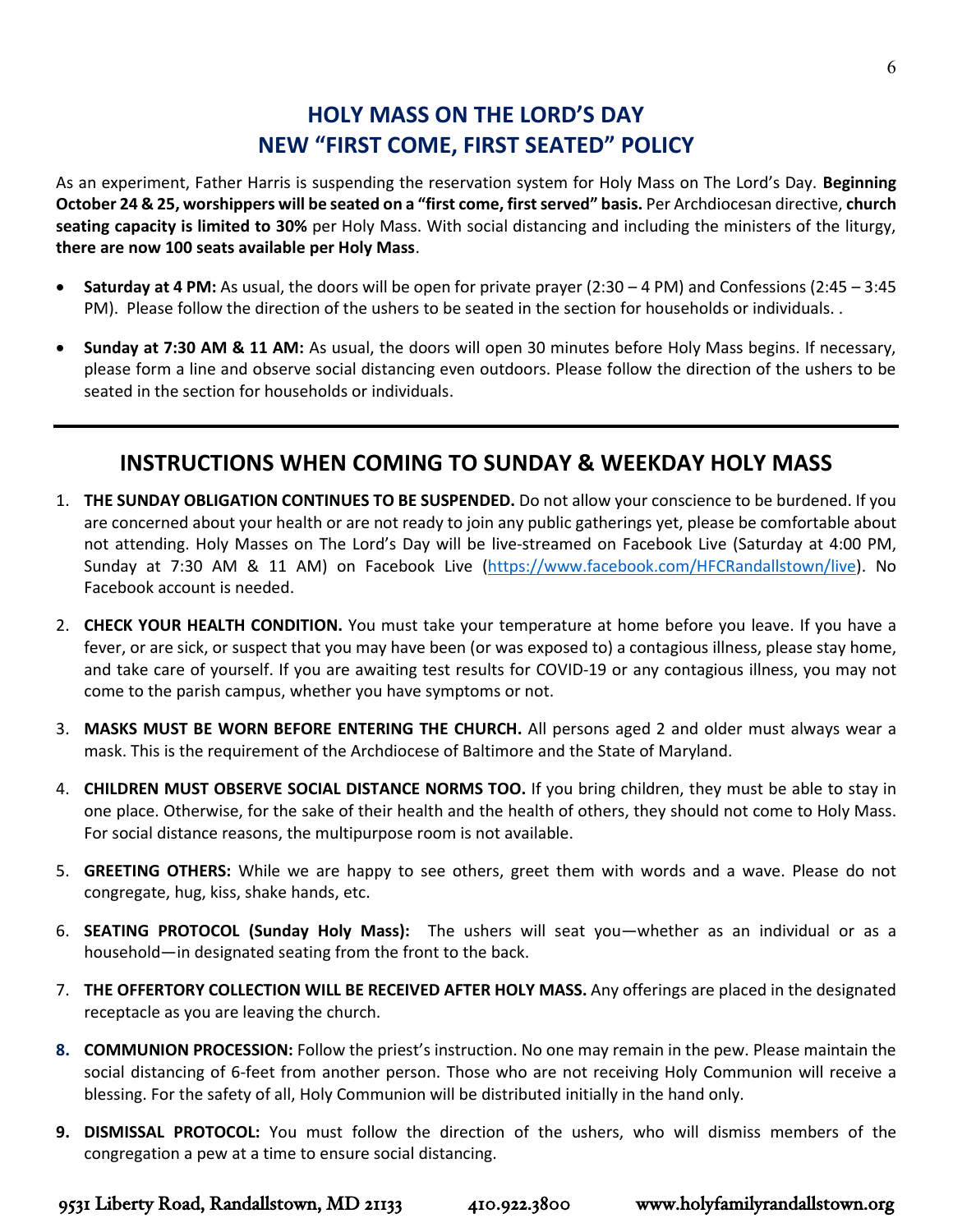## HOLY MASS ON THE LORD'S DAY
## NEW "FIRST COME, FIRST SEATED" POLICY

As an experiment, Father Harris is suspending the reservation system for Holy Mass on The Lord's Day. **Beginning October 24 & 25, worshippers will be seated on a "first come, first served" basis.** Per Archdiocesan directive, **church seating capacity is limited to 30%** per Holy Mass. With social distancing and including the ministers of the liturgy, **there are now 100 seats available per Holy Mass**.

- **Saturday at 4 PM:** As usual, the doors will be open for private prayer (2:30 – 4 PM) and Confessions (2:45 – 3:45 PM). Please follow the direction of the ushers to be seated in the section for households or individuals. .
- **Sunday at 7:30 AM & 11 AM:** As usual, the doors will open 30 minutes before Holy Mass begins. If necessary, please form a line and observe social distancing even outdoors. Please follow the direction of the ushers to be seated in the section for households or individuals.

---

## INSTRUCTIONS WHEN COMING TO SUNDAY & WEEKDAY HOLY MASS

1. **THE SUNDAY OBLIGATION CONTINUES TO BE SUSPENDED.** Do not allow your conscience to be burdened. If you are concerned about your health or are not ready to join any public gatherings yet, please be comfortable about not attending. Holy Masses on The Lord's Day will be live-streamed on Facebook Live (Saturday at 4:00 PM, Sunday at 7:30 AM & 11 AM) on Facebook Live (https://www.facebook.com/HFCRandallstown/live). No Facebook account is needed.
2. **CHECK YOUR HEALTH CONDITION.** You must take your temperature at home before you leave. If you have a fever, or are sick, or suspect that you may have been (or was exposed to) a contagious illness, please stay home, and take care of yourself. If you are awaiting test results for COVID-19 or any contagious illness, you may not come to the parish campus, whether you have symptoms or not.
3. **MASKS MUST BE WORN BEFORE ENTERING THE CHURCH.** All persons aged 2 and older must always wear a mask. This is the requirement of the Archdiocese of Baltimore and the State of Maryland.
4. **CHILDREN MUST OBSERVE SOCIAL DISTANCE NORMS TOO.** If you bring children, they must be able to stay in one place. Otherwise, for the sake of their health and the health of others, they should not come to Holy Mass. For social distance reasons, the multipurpose room is not available.
5. **GREETING OTHERS:** While we are happy to see others, greet them with words and a wave. Please do not congregate, hug, kiss, shake hands, etc.
6. **SEATING PROTOCOL (Sunday Holy Mass):** The ushers will seat you—whether as an individual or as a household—in designated seating from the front to the back.
7. **THE OFFERTORY COLLECTION WILL BE RECEIVED AFTER HOLY MASS.** Any offerings are placed in the designated receptacle as you are leaving the church.
8. **COMMUNION PROCESSION:** Follow the priest's instruction. No one may remain in the pew. Please maintain the social distancing of 6-feet from another person. Those who are not receiving Holy Communion will receive a blessing. For the safety of all, Holy Communion will be distributed initially in the hand only.
9. **DISMISSAL PROTOCOL:** You must follow the direction of the ushers, who will dismiss members of the congregation a pew at a time to ensure social distancing.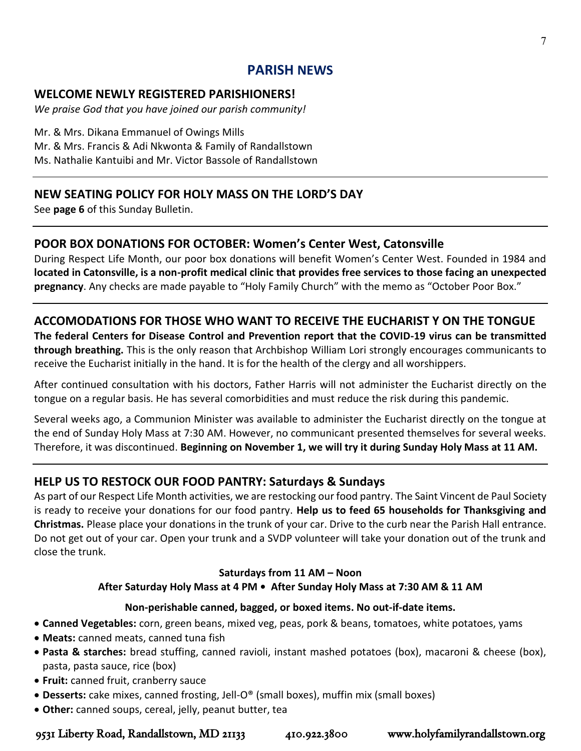# PARISH NEWS

## WELCOME NEWLY REGISTERED PARISHIONERS!

*We praise God that you have joined our parish community!*

Mr. & Mrs. Dikana Emmanuel of Owings Mills
Mr. & Mrs. Francis & Adi Nkwonta & Family of Randallstown
Ms. Nathalie Kantuibi and Mr. Victor Bassole of Randallstown

---

## NEW SEATING POLICY FOR HOLY MASS ON THE LORD'S DAY

See **page 6** of this Sunday Bulletin.

---

## POOR BOX DONATIONS FOR OCTOBER: Women's Center West, Catonsville

During Respect Life Month, our poor box donations will benefit Women's Center West. Founded in 1984 and **located in Catonsville, is a non-profit medical clinic that provides free services to those facing an unexpected pregnancy**. Any checks are made payable to "Holy Family Church" with the memo as "October Poor Box."

---

## ACCOMODATIONS FOR THOSE WHO WANT TO RECEIVE THE EUCHARIST Y ON THE TONGUE

**The federal Centers for Disease Control and Prevention report that the COVID-19 virus can be transmitted through breathing.** This is the only reason that Archbishop William Lori strongly encourages communicants to receive the Eucharist initially in the hand. It is for the health of the clergy and all worshippers.

After continued consultation with his doctors, Father Harris will not administer the Eucharist directly on the tongue on a regular basis. He has several comorbidities and must reduce the risk during this pandemic.

Several weeks ago, a Communion Minister was available to administer the Eucharist directly on the tongue at the end of Sunday Holy Mass at 7:30 AM. However, no communicant presented themselves for several weeks. Therefore, it was discontinued. **Beginning on November 1, we will try it during Sunday Holy Mass at 11 AM.**

---

## HELP US TO RESTOCK OUR FOOD PANTRY: Saturdays & Sundays

As part of our Respect Life Month activities, we are restocking our food pantry. The Saint Vincent de Paul Society is ready to receive your donations for our food pantry. **Help us to feed 65 households for Thanksgiving and Christmas.** Please place your donations in the trunk of your car. Drive to the curb near the Parish Hall entrance. Do not get out of your car. Open your trunk and a SVDP volunteer will take your donation out of the trunk and close the trunk.

**Saturdays from 11 AM – Noon**

**After Saturday Holy Mass at 4 PM • After Sunday Holy Mass at 7:30 AM & 11 AM**

**Non-perishable canned, bagged, or boxed items. No out-if-date items.**

- **Canned Vegetables:** corn, green beans, mixed veg, peas, pork & beans, tomatoes, white potatoes, yams
- **Meats:** canned meats, canned tuna fish
- **Pasta & starches:** bread stuffing, canned ravioli, instant mashed potatoes (box), macaroni & cheese (box), pasta, pasta sauce, rice (box)
- **Fruit:** canned fruit, cranberry sauce
- **Desserts:** cake mixes, canned frosting, Jell-O® (small boxes), muffin mix (small boxes)
- **Other:** canned soups, cereal, jelly, peanut butter, tea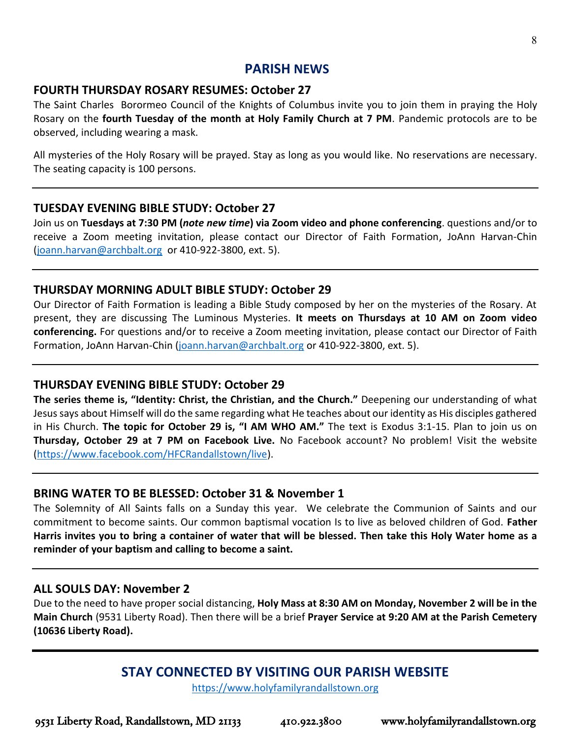## PARISH NEWS

### FOURTH THURSDAY ROSARY RESUMES: October 27

The Saint Charles Borormeo Council of the Knights of Columbus invite you to join them in praying the Holy Rosary on the **fourth Tuesday of the month at Holy Family Church at 7 PM**. Pandemic protocols are to be observed, including wearing a mask.

All mysteries of the Holy Rosary will be prayed. Stay as long as you would like. No reservations are necessary. The seating capacity is 100 persons.

---

### TUESDAY EVENING BIBLE STUDY: October 27

Join us on **Tuesdays at 7:30 PM (*note new time*) via Zoom video and phone conferencing**. questions and/or to receive a Zoom meeting invitation, please contact our Director of Faith Formation, JoAnn Harvan-Chin (joann.harvan@archbalt.org or 410-922-3800, ext. 5).

---

### THURSDAY MORNING ADULT BIBLE STUDY: October 29

Our Director of Faith Formation is leading a Bible Study composed by her on the mysteries of the Rosary. At present, they are discussing The Luminous Mysteries. **It meets on Thursdays at 10 AM on Zoom video conferencing.** For questions and/or to receive a Zoom meeting invitation, please contact our Director of Faith Formation, JoAnn Harvan-Chin (joann.harvan@archbalt.org or 410-922-3800, ext. 5).

---

### THURSDAY EVENING BIBLE STUDY: October 29

**The series theme is, "Identity: Christ, the Christian, and the Church."** Deepening our understanding of what Jesus says about Himself will do the same regarding what He teaches about our identity as His disciples gathered in His Church. **The topic for October 29 is, "I AM WHO AM."** The text is Exodus 3:1-15. Plan to join us on **Thursday, October 29 at 7 PM on Facebook Live.** No Facebook account? No problem! Visit the website (https://www.facebook.com/HFCRandallstown/live).

---

### BRING WATER TO BE BLESSED: October 31 & November 1

The Solemnity of All Saints falls on a Sunday this year. We celebrate the Communion of Saints and our commitment to become saints. Our common baptismal vocation Is to live as beloved children of God. **Father Harris invites you to bring a container of water that will be blessed. Then take this Holy Water home as a reminder of your baptism and calling to become a saint.**

---

### ALL SOULS DAY: November 2

Due to the need to have proper social distancing, **Holy Mass at 8:30 AM on Monday, November 2 will be in the Main Church** (9531 Liberty Road). Then there will be a brief **Prayer Service at 9:20 AM at the Parish Cemetery (10636 Liberty Road).**

---

## STAY CONNECTED BY VISITING OUR PARISH WEBSITE

https://www.holyfamilyrandallstown.org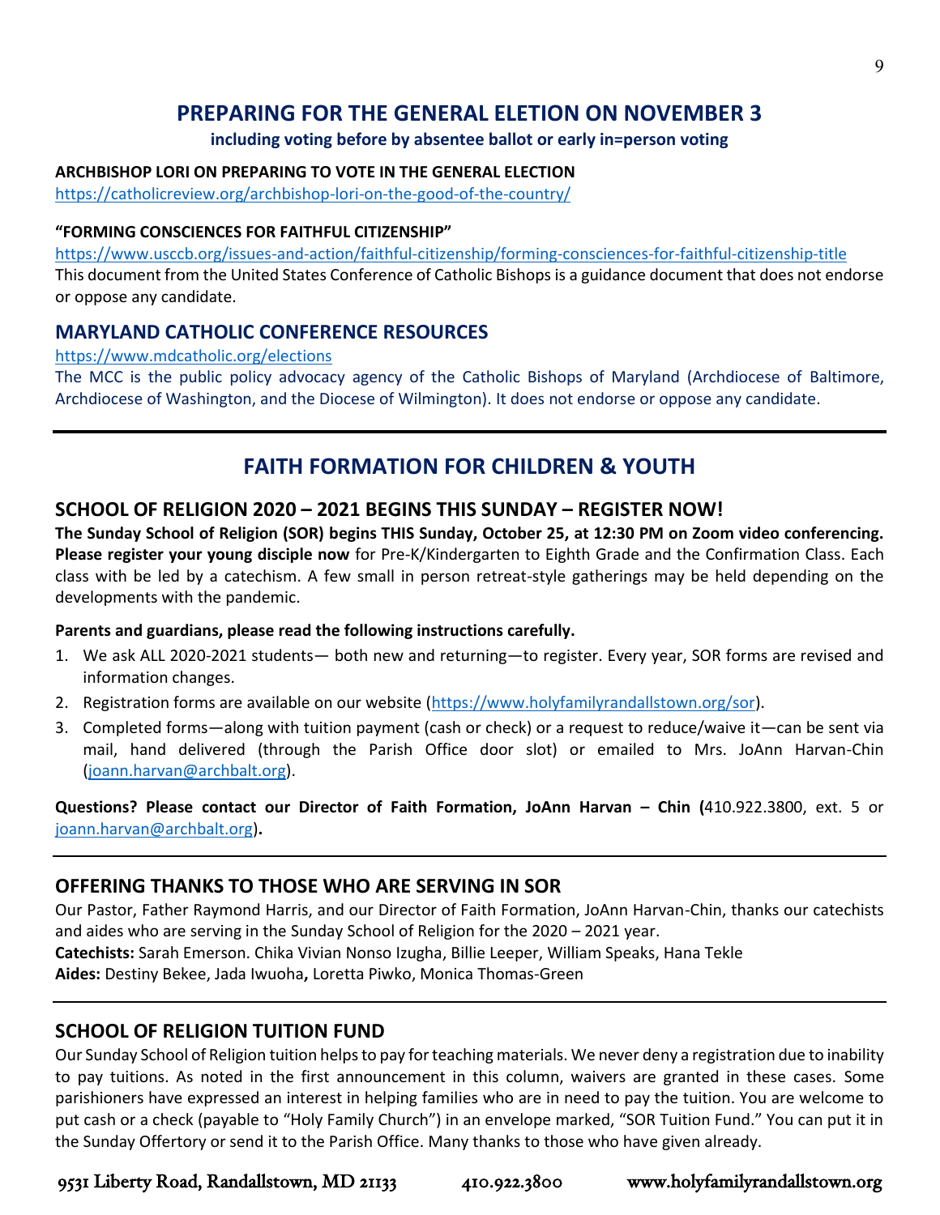## PREPARING FOR THE GENERAL ELETION ON NOVEMBER 3

**including voting before by absentee ballot or early in=person voting**

**ARCHBISHOP LORI ON PREPARING TO VOTE IN THE GENERAL ELECTION**
https://catholicreview.org/archbishop-lori-on-the-good-of-the-country/

**"FORMING CONSCIENCES FOR FAITHFUL CITIZENSHIP"**
https://www.usccb.org/issues-and-action/faithful-citizenship/forming-consciences-for-faithful-citizenship-title
This document from the United States Conference of Catholic Bishops is a guidance document that does not endorse or oppose any candidate.

### MARYLAND CATHOLIC CONFERENCE RESOURCES

https://www.mdcatholic.org/elections
The MCC is the public policy advocacy agency of the Catholic Bishops of Maryland (Archdiocese of Baltimore, Archdiocese of Washington, and the Diocese of Wilmington). It does not endorse or oppose any candidate.

---

## FAITH FORMATION FOR CHILDREN & YOUTH

### SCHOOL OF RELIGION 2020 – 2021 BEGINS THIS SUNDAY – REGISTER NOW!

**The Sunday School of Religion (SOR) begins THIS Sunday, October 25, at 12:30 PM on Zoom video conferencing. Please register your young disciple now** for Pre-K/Kindergarten to Eighth Grade and the Confirmation Class. Each class with be led by a catechism. A few small in person retreat-style gatherings may be held depending on the developments with the pandemic.

**Parents and guardians, please read the following instructions carefully.**

1. We ask ALL 2020-2021 students— both new and returning—to register. Every year, SOR forms are revised and information changes.
2. Registration forms are available on our website (https://www.holyfamilyrandallstown.org/sor).
3. Completed forms—along with tuition payment (cash or check) or a request to reduce/waive it—can be sent via mail, hand delivered (through the Parish Office door slot) or emailed to Mrs. JoAnn Harvan-Chin (joann.harvan@archbalt.org).

**Questions? Please contact our Director of Faith Formation, JoAnn Harvan – Chin (**410.922.3800, ext. 5 or joann.harvan@archbalt.org**).**

---

### OFFERING THANKS TO THOSE WHO ARE SERVING IN SOR

Our Pastor, Father Raymond Harris, and our Director of Faith Formation, JoAnn Harvan-Chin, thanks our catechists and aides who are serving in the Sunday School of Religion for the 2020 – 2021 year.
**Catechists:** Sarah Emerson. Chika Vivian Nonso Izugha, Billie Leeper, William Speaks, Hana Tekle
**Aides:** Destiny Bekee, Jada Iwuoha**,** Loretta Piwko, Monica Thomas-Green

---

### SCHOOL OF RELIGION TUITION FUND

Our Sunday School of Religion tuition helps to pay for teaching materials. We never deny a registration due to inability to pay tuitions. As noted in the first announcement in this column, waivers are granted in these cases. Some parishioners have expressed an interest in helping families who are in need to pay the tuition. You are welcome to put cash or a check (payable to "Holy Family Church") in an envelope marked, "SOR Tuition Fund." You can put it in the Sunday Offertory or send it to the Parish Office. Many thanks to those who have given already.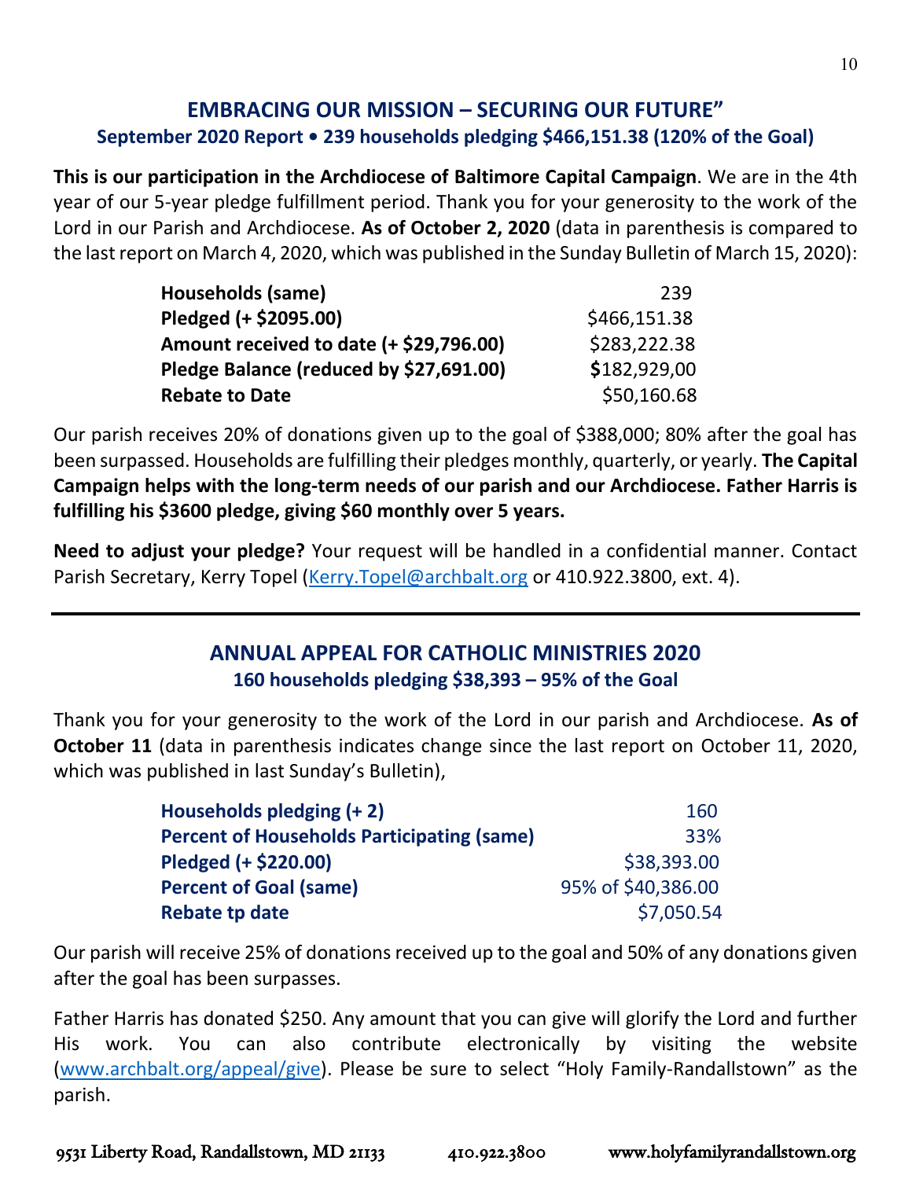## EMBRACING OUR MISSION – SECURING OUR FUTURE"

**September 2020 Report • 239 households pledging $466,151.38 (120% of the Goal)**

**This is our participation in the Archdiocese of Baltimore Capital Campaign**. We are in the 4th year of our 5-year pledge fulfillment period. Thank you for your generosity to the work of the Lord in our Parish and Archdiocese. **As of October 2, 2020** (data in parenthesis is compared to the last report on March 4, 2020, which was published in the Sunday Bulletin of March 15, 2020):

| | |
|---|---|
| **Households (same)** | 239 |
| **Pledged (+ $2095.00)** | $466,151.38 |
| **Amount received to date (+ $29,796.00)** | $283,222.38 |
| **Pledge Balance (reduced by $27,691.00)** | **$**182,929,00 |
| **Rebate to Date** | $50,160.68 |

Our parish receives 20% of donations given up to the goal of $388,000; 80% after the goal has been surpassed. Households are fulfilling their pledges monthly, quarterly, or yearly. **The Capital Campaign helps with the long-term needs of our parish and our Archdiocese. Father Harris is fulfilling his $3600 pledge, giving $60 monthly over 5 years.**

**Need to adjust your pledge?** Your request will be handled in a confidential manner. Contact Parish Secretary, Kerry Topel (Kerry.Topel@archbalt.org or 410.922.3800, ext. 4).

---

## ANNUAL APPEAL FOR CATHOLIC MINISTRIES 2020

**160 households pledging $38,393 – 95% of the Goal**

Thank you for your generosity to the work of the Lord in our parish and Archdiocese. **As of October 11** (data in parenthesis indicates change since the last report on October 11, 2020, which was published in last Sunday's Bulletin),

| | |
|---|---|
| **Households pledging (+ 2)** | 160 |
| **Percent of Households Participating (same)** | 33% |
| **Pledged (+ $220.00)** | $38,393.00 |
| **Percent of Goal (same)** | 95% of $40,386.00 |
| **Rebate tp date** | $7,050.54 |

Our parish will receive 25% of donations received up to the goal and 50% of any donations given after the goal has been surpasses.

Father Harris has donated $250. Any amount that you can give will glorify the Lord and further His work. You can also contribute electronically by visiting the website (www.archbalt.org/appeal/give). Please be sure to select "Holy Family-Randallstown" as the parish.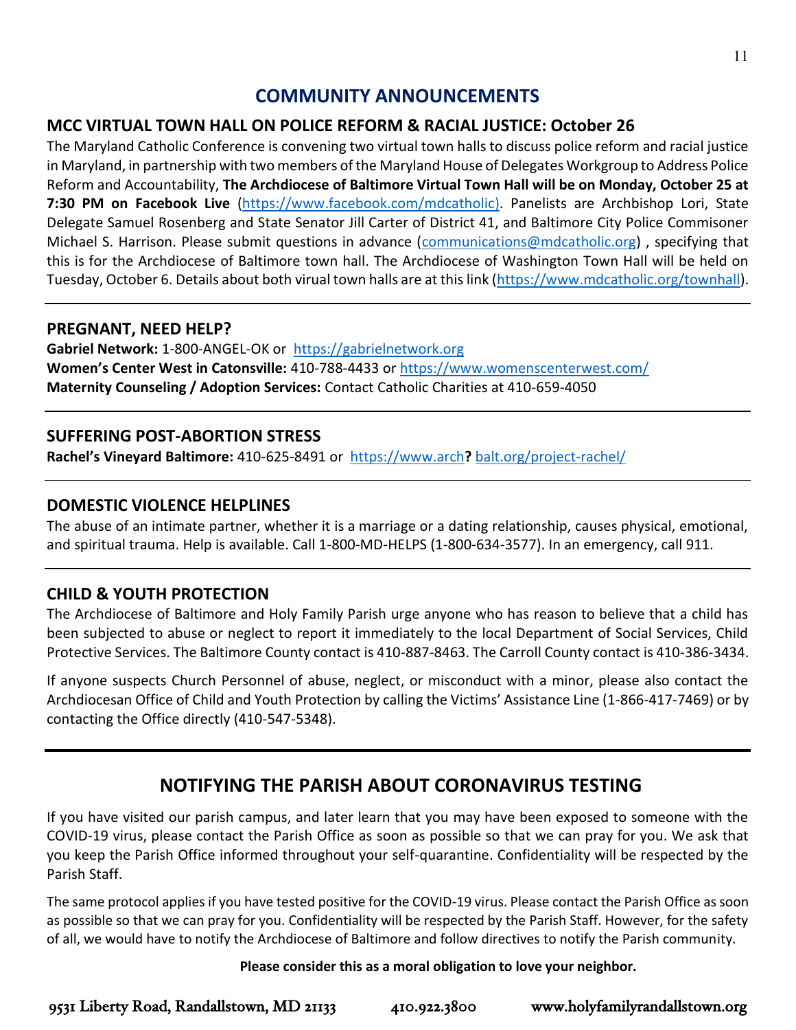# COMMUNITY ANNOUNCEMENTS

## MCC VIRTUAL TOWN HALL ON POLICE REFORM & RACIAL JUSTICE: October 26

The Maryland Catholic Conference is convening two virtual town halls to discuss police reform and racial justice in Maryland, in partnership with two members of the Maryland House of Delegates Workgroup to Address Police Reform and Accountability, **The Archdiocese of Baltimore Virtual Town Hall will be on Monday, October 25 at 7:30 PM on Facebook Live** (https://www.facebook.com/mdcatholic). Panelists are Archbishop Lori, State Delegate Samuel Rosenberg and State Senator Jill Carter of District 41, and Baltimore City Police Commisoner Michael S. Harrison. Please submit questions in advance (communications@mdcatholic.org) , specifying that this is for the Archdiocese of Baltimore town hall. The Archdiocese of Washington Town Hall will be held on Tuesday, October 6. Details about both virual town halls are at this link (https://www.mdcatholic.org/townhall).

---

## PREGNANT, NEED HELP?

**Gabriel Network:** 1-800-ANGEL-OK or https://gabrielnetwork.org
**Women's Center West in Catonsville:** 410-788-4433 or https://www.womenscenterwest.com/
**Maternity Counseling / Adoption Services:** Contact Catholic Charities at 410-659-4050

---

## SUFFERING POST-ABORTION STRESS

**Rachel's Vineyard Baltimore:** 410-625-8491 or https://www.arch**?** balt.org/project-rachel/

---

## DOMESTIC VIOLENCE HELPLINES

The abuse of an intimate partner, whether it is a marriage or a dating relationship, causes physical, emotional, and spiritual trauma. Help is available. Call 1-800-MD-HELPS (1-800-634-3577). In an emergency, call 911.

---

## CHILD & YOUTH PROTECTION

The Archdiocese of Baltimore and Holy Family Parish urge anyone who has reason to believe that a child has been subjected to abuse or neglect to report it immediately to the local Department of Social Services, Child Protective Services. The Baltimore County contact is 410-887-8463. The Carroll County contact is 410-386-3434.

If anyone suspects Church Personnel of abuse, neglect, or misconduct with a minor, please also contact the Archdiocesan Office of Child and Youth Protection by calling the Victims' Assistance Line (1-866-417-7469) or by contacting the Office directly (410-547-5348).

---

# NOTIFYING THE PARISH ABOUT CORONAVIRUS TESTING

If you have visited our parish campus, and later learn that you may have been exposed to someone with the COVID-19 virus, please contact the Parish Office as soon as possible so that we can pray for you. We ask that you keep the Parish Office informed throughout your self-quarantine. Confidentiality will be respected by the Parish Staff.

The same protocol applies if you have tested positive for the COVID-19 virus. Please contact the Parish Office as soon as possible so that we can pray for you. Confidentiality will be respected by the Parish Staff. However, for the safety of all, we would have to notify the Archdiocese of Baltimore and follow directives to notify the Parish community.

**Please consider this as a moral obligation to love your neighbor.**

9531 Liberty Road, Randallstown, MD 21133 410.922.3800 www.holyfamilyrandallstown.org